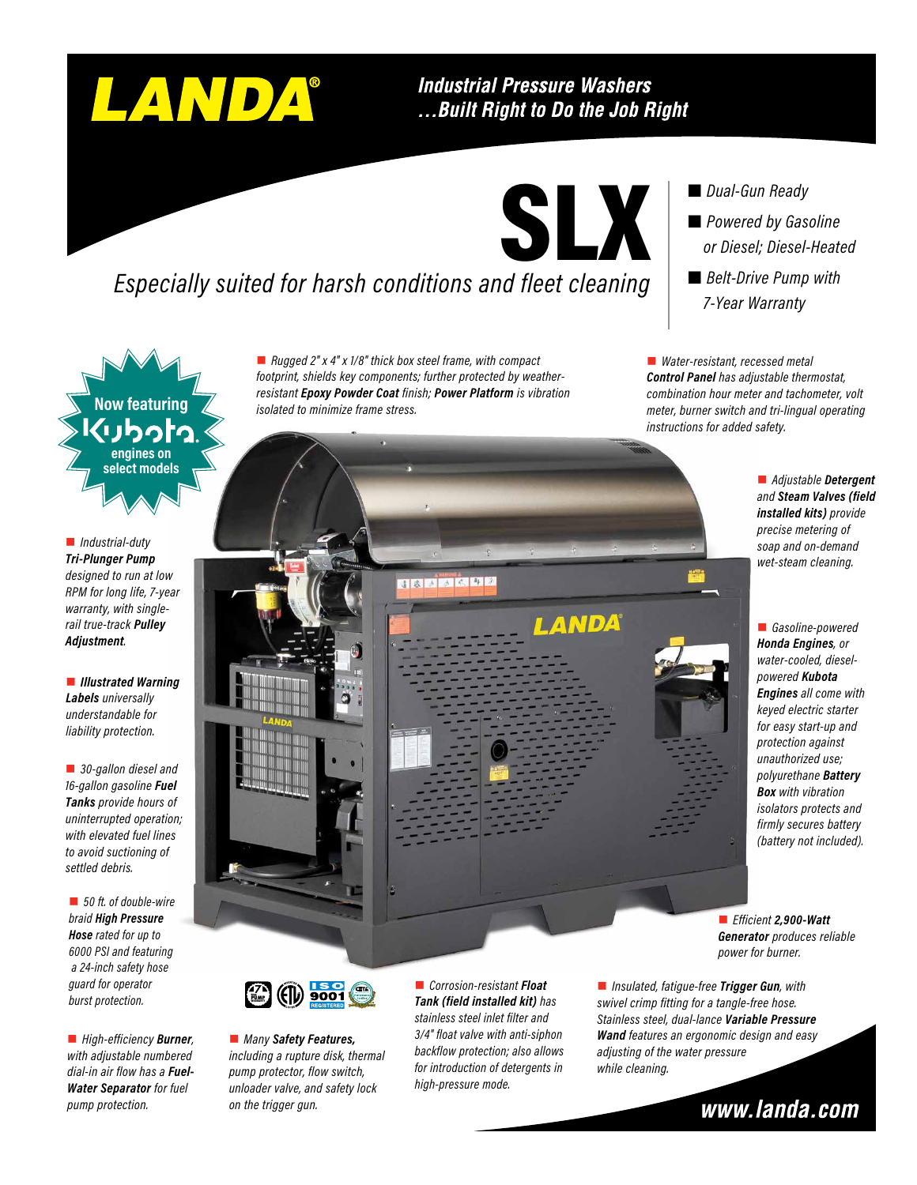# LANDA®

## Industrial Pressure Washers …Built Right to Do the Job Right

# SLX

*Especially suited for harsh conditions and fleet cleaning*

- *Dual-Gun Ready*
- *Powered by Gasoline or Diesel; Diesel-Heated*
- *Belt-Drive Pump with 7-Year Warranty*

**Now featuring Kubota engines on select models**

- *Rugged 2" x 4" x 1/8" thick box steel frame, with compact footprint, shields key components; further protected by weather-resistant **Epoxy Powder Coat** finish; **Power Platform** is vibration isolated to minimize frame stress.*
- *Water-resistant, recessed metal **Control Panel** has adjustable thermostat, combination hour meter and tachometer, volt meter, burner switch and tri-lingual operating instructions for added safety.*
- *Adjustable **Detergent** and **Steam Valves (field installed kits)** provide precise metering of soap and on-demand wet-steam cleaning.*
- *Industrial-duty **Tri-Plunger Pump** designed to run at low RPM for long life, 7-year warranty, with single-rail true-track **Pulley Adjustment**.*
- ***Illustrated Warning Labels** universally understandable for liability protection.*
- *30-gallon diesel and 16-gallon gasoline **Fuel Tanks** provide hours of uninterrupted operation; with elevated fuel lines to avoid suctioning of settled debris.*
- *50 ft. of double-wire braid **High Pressure Hose** rated for up to 6000 PSI and featuring a 24-inch safety hose guard for operator burst protection.*
- *Gasoline-powered **Honda Engines**, or water-cooled, diesel-powered **Kubota Engines** all come with keyed electric starter for easy start-up and protection against unauthorized use; polyurethane **Battery Box** with vibration isolators protects and firmly secures battery (battery not included).*
- *Efficient **2,900-Watt Generator** produces reliable power for burner.*
- *High-efficiency **Burner**, with adjustable numbered dial-in air flow has a **Fuel-Water Separator** for fuel pump protection.*
- *Many **Safety Features**, including a rupture disk, thermal pump protector, flow switch, unloader valve, and safety lock on the trigger gun.*
- *Corrosion-resistant **Float Tank (field installed kit)** has stainless steel inlet filter and 3/4" float valve with anti-siphon backflow protection; also allows for introduction of detergents in high-pressure mode.*
- *Insulated, fatigue-free **Trigger Gun**, with swivel crimp fitting for a tangle-free hose. Stainless steel, dual-lance **Variable Pressure Wand** features an ergonomic design and easy adjusting of the water pressure while cleaning.*

ISO 9001 REGISTERED

**www.landa.com**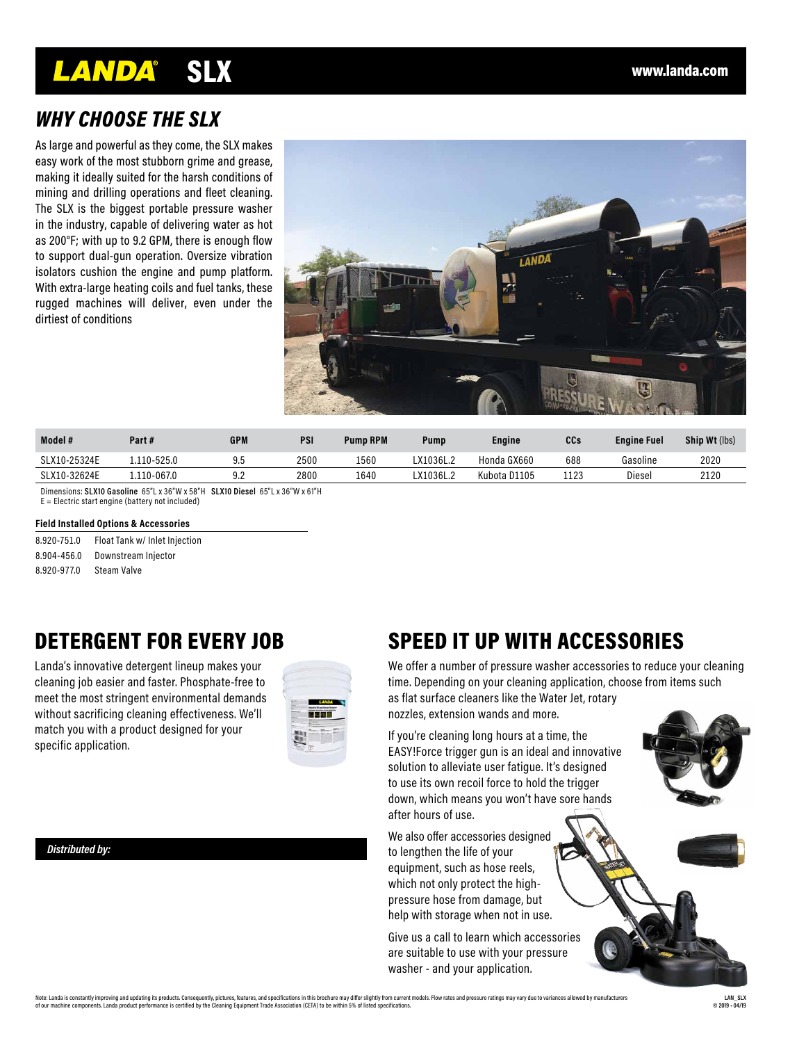# LANDA® SLX

www.landa.com

## WHY CHOOSE THE SLX

As large and powerful as they come, the SLX makes easy work of the most stubborn grime and grease, making it ideally suited for the harsh conditions of mining and drilling operations and fleet cleaning. The SLX is the biggest portable pressure washer in the industry, capable of delivering water as hot as 200°F; with up to 9.2 GPM, there is enough flow to support dual-gun operation. Oversize vibration isolators cushion the engine and pump platform. With extra-large heating coils and fuel tanks, these rugged machines will deliver, even under the dirtiest of conditions

| Model # | Part # | GPM | PSI | Pump RPM | Pump | Engine | CCs | Engine Fuel | Ship Wt (lbs) |
|---|---|---|---|---|---|---|---|---|---|
| SLX10-25324E | 1.110-525.0 | 9.5 | 2500 | 1560 | LX1036L.2 | Honda GX660 | 688 | Gasoline | 2020 |
| SLX10-32624E | 1.110-067.0 | 9.2 | 2800 | 1640 | LX1036L.2 | Kubota D1105 | 1123 | Diesel | 2120 |

Dimensions: **SLX10 Gasoline** 65"L x 36"W x 58"H **SLX10 Diesel** 65"L x 36"W x 61"H
E = Electric start engine (battery not included)

**Field Installed Options & Accessories**

| | |
|---|---|
| 8.920-751.0 | Float Tank w/ Inlet Injection |
| 8.904-456.0 | Downstream Injector |
| 8.920-977.0 | Steam Valve |

## DETERGENT FOR EVERY JOB

Landa's innovative detergent lineup makes your cleaning job easier and faster. Phosphate-free to meet the most stringent environmental demands without sacrificing cleaning effectiveness. We'll match you with a product designed for your specific application.

***Distributed by:***

## SPEED IT UP WITH ACCESSORIES

We offer a number of pressure washer accessories to reduce your cleaning time. Depending on your cleaning application, choose from items such as flat surface cleaners like the Water Jet, rotary nozzles, extension wands and more.

If you're cleaning long hours at a time, the EASY!Force trigger gun is an ideal and innovative solution to alleviate user fatigue. It's designed to use its own recoil force to hold the trigger down, which means you won't have sore hands after hours of use.

We also offer accessories designed to lengthen the life of your equipment, such as hose reels, which not only protect the high-pressure hose from damage, but help with storage when not in use.

Give us a call to learn which accessories are suitable to use with your pressure washer - and your application.

Note: Landa is constantly improving and updating its products. Consequently, pictures, features, and specifications in this brochure may differ slightly from current models. Flow rates and pressure ratings may vary due to variances allowed by manufacturers of our machine components. Landa product performance is certified by the Cleaning Equipment Trade Association (CETA) to be within 5% of listed specifications.

LAN_SLX
© 2019 - 04/19